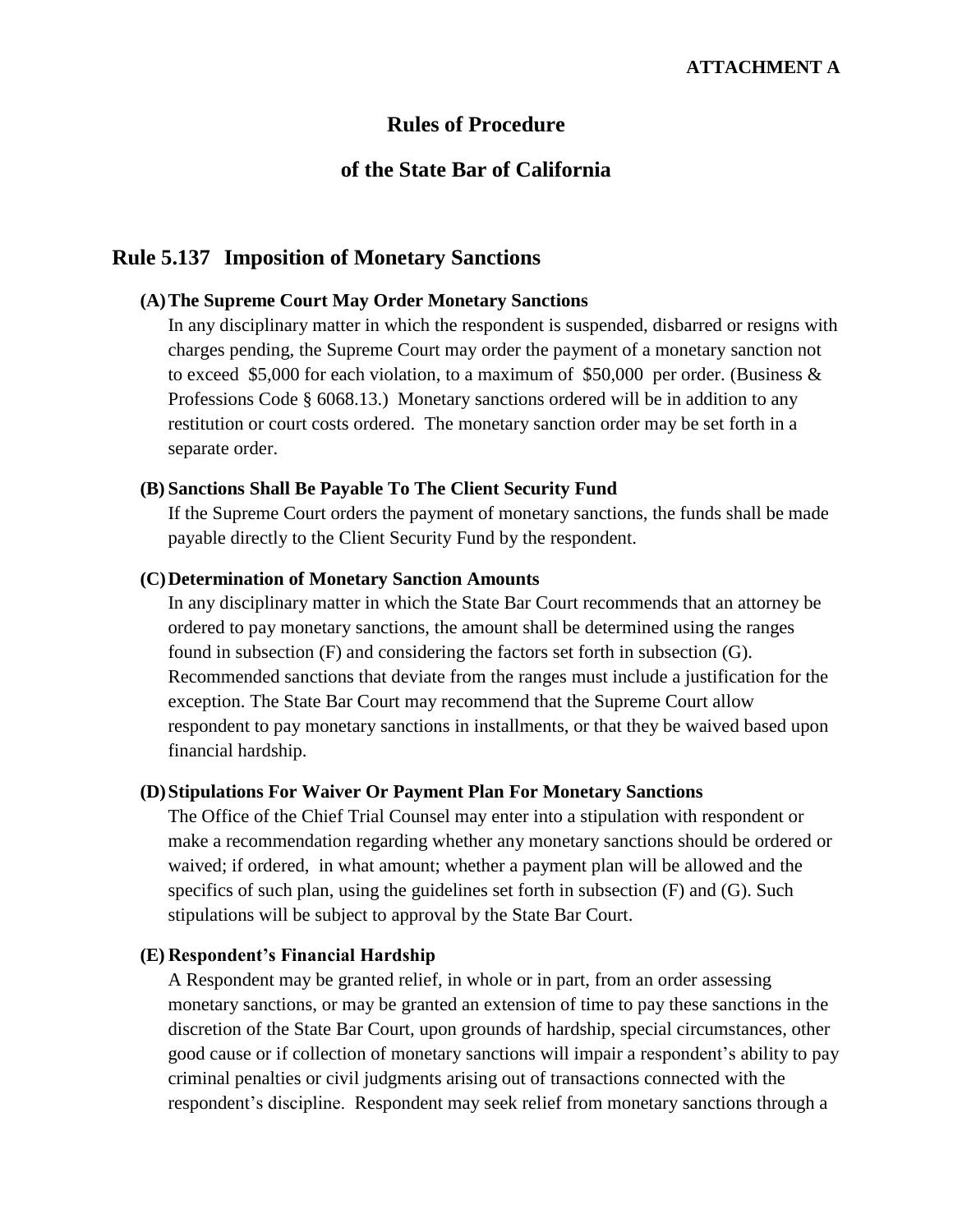**ATTACHMENT A**

# Rules of Procedure

# of the State Bar of California

## Rule 5.137 Imposition of Monetary Sanctions

**(A) The Supreme Court May Order Monetary Sanctions**

In any disciplinary matter in which the respondent is suspended, disbarred or resigns with charges pending, the Supreme Court may order the payment of a monetary sanction not to exceed $5,000 for each violation, to a maximum of $50,000 per order. (Business & Professions Code § 6068.13.) Monetary sanctions ordered will be in addition to any restitution or court costs ordered. The monetary sanction order may be set forth in a separate order.

**(B) Sanctions Shall Be Payable To The Client Security Fund**

If the Supreme Court orders the payment of monetary sanctions, the funds shall be made payable directly to the Client Security Fund by the respondent.

**(C) Determination of Monetary Sanction Amounts**

In any disciplinary matter in which the State Bar Court recommends that an attorney be ordered to pay monetary sanctions, the amount shall be determined using the ranges found in subsection (F) and considering the factors set forth in subsection (G). Recommended sanctions that deviate from the ranges must include a justification for the exception. The State Bar Court may recommend that the Supreme Court allow respondent to pay monetary sanctions in installments, or that they be waived based upon financial hardship.

**(D) Stipulations For Waiver Or Payment Plan For Monetary Sanctions**

The Office of the Chief Trial Counsel may enter into a stipulation with respondent or make a recommendation regarding whether any monetary sanctions should be ordered or waived; if ordered, in what amount; whether a payment plan will be allowed and the specifics of such plan, using the guidelines set forth in subsection (F) and (G). Such stipulations will be subject to approval by the State Bar Court.

**(E) Respondent's Financial Hardship**

A Respondent may be granted relief, in whole or in part, from an order assessing monetary sanctions, or may be granted an extension of time to pay these sanctions in the discretion of the State Bar Court, upon grounds of hardship, special circumstances, other good cause or if collection of monetary sanctions will impair a respondent's ability to pay criminal penalties or civil judgments arising out of transactions connected with the respondent's discipline. Respondent may seek relief from monetary sanctions through a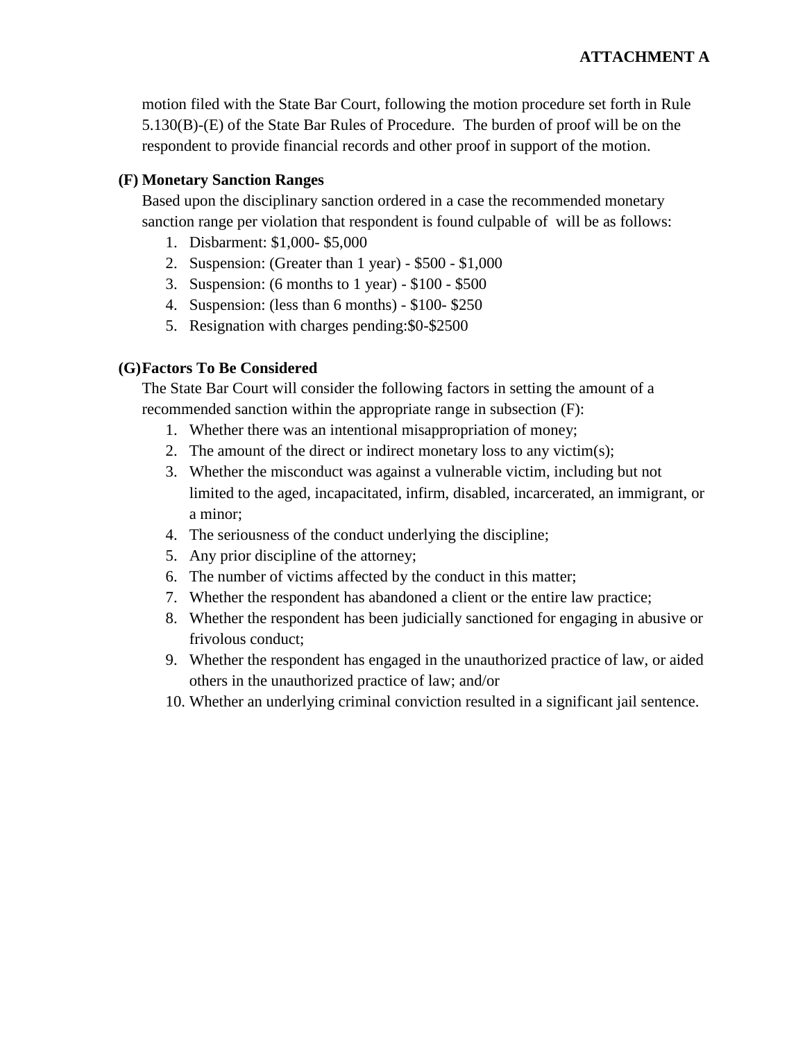motion filed with the State Bar Court, following the motion procedure set forth in Rule 5.130(B)-(E) of the State Bar Rules of Procedure. The burden of proof will be on the respondent to provide financial records and other proof in support of the motion.

**(F) Monetary Sanction Ranges**

Based upon the disciplinary sanction ordered in a case the recommended monetary sanction range per violation that respondent is found culpable of will be as follows:

1. Disbarment: $1,000- $5,000
2. Suspension: (Greater than 1 year) - $500 - $1,000
3. Suspension: (6 months to 1 year) - $100 - $500
4. Suspension: (less than 6 months) - $100- $250
5. Resignation with charges pending:$0-$2500

**(G) Factors To Be Considered**

The State Bar Court will consider the following factors in setting the amount of a recommended sanction within the appropriate range in subsection (F):

1. Whether there was an intentional misappropriation of money;
2. The amount of the direct or indirect monetary loss to any victim(s);
3. Whether the misconduct was against a vulnerable victim, including but not limited to the aged, incapacitated, infirm, disabled, incarcerated, an immigrant, or a minor;
4. The seriousness of the conduct underlying the discipline;
5. Any prior discipline of the attorney;
6. The number of victims affected by the conduct in this matter;
7. Whether the respondent has abandoned a client or the entire law practice;
8. Whether the respondent has been judicially sanctioned for engaging in abusive or frivolous conduct;
9. Whether the respondent has engaged in the unauthorized practice of law, or aided others in the unauthorized practice of law; and/or
10. Whether an underlying criminal conviction resulted in a significant jail sentence.